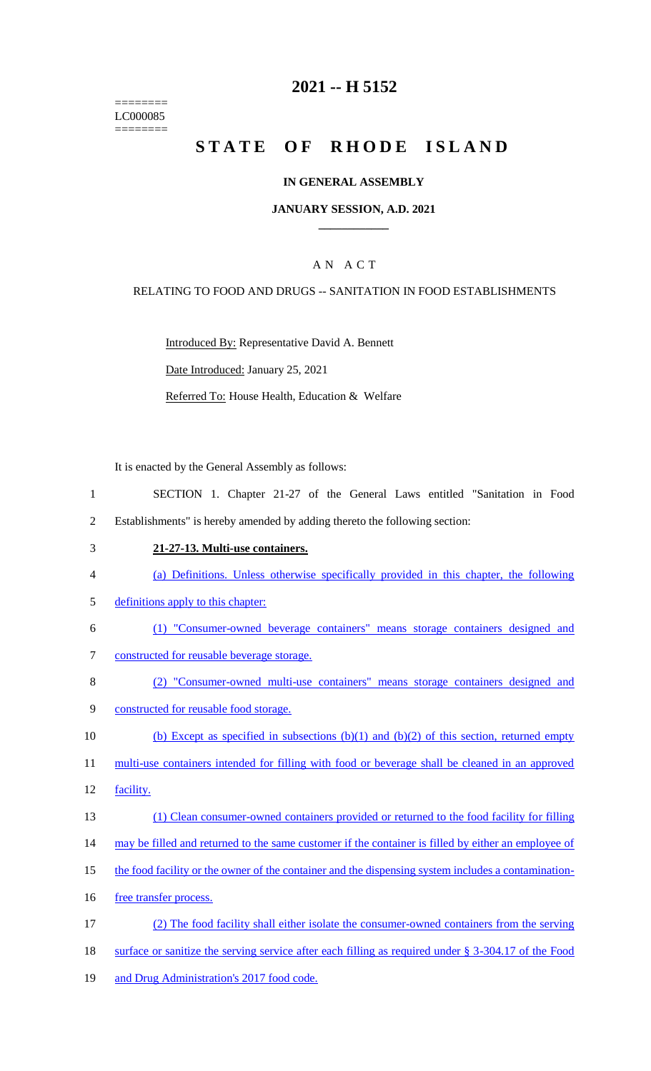========
LC000085
========

# 2021 -- H 5152

# STATE OF RHODE ISLAND

## IN GENERAL ASSEMBLY

### JANUARY SESSION, A.D. 2021

### A N A C T

### RELATING TO FOOD AND DRUGS -- SANITATION IN FOOD ESTABLISHMENTS

Introduced By: Representative David A. Bennett

Date Introduced: January 25, 2021

Referred To: House Health, Education & Welfare

It is enacted by the General Assembly as follows:

1 SECTION 1. Chapter 21-27 of the General Laws entitled "Sanitation in Food
2 Establishments" is hereby amended by adding thereto the following section:

3 **21-27-13. Multi-use containers.**

4 (a) Definitions. Unless otherwise specifically provided in this chapter, the following
5 definitions apply to this chapter:

6 (1) "Consumer-owned beverage containers" means storage containers designed and
7 constructed for reusable beverage storage.

8 (2) "Consumer-owned multi-use containers" means storage containers designed and
9 constructed for reusable food storage.

10 (b) Except as specified in subsections (b)(1) and (b)(2) of this section, returned empty
11 multi-use containers intended for filling with food or beverage shall be cleaned in an approved
12 facility.

13 (1) Clean consumer-owned containers provided or returned to the food facility for filling
14 may be filled and returned to the same customer if the container is filled by either an employee of
15 the food facility or the owner of the container and the dispensing system includes a contamination-
16 free transfer process.

17 (2) The food facility shall either isolate the consumer-owned containers from the serving
18 surface or sanitize the serving service after each filling as required under § 3-304.17 of the Food
19 and Drug Administration's 2017 food code.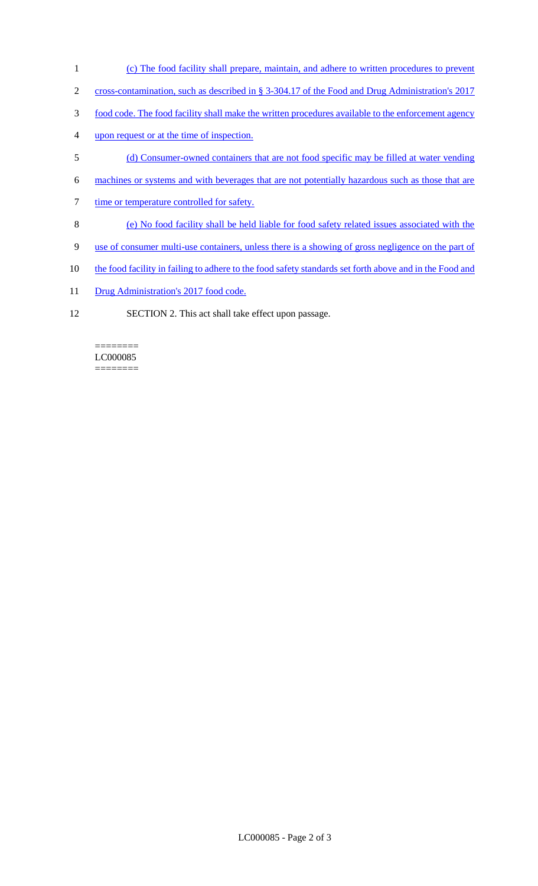(c) The food facility shall prepare, maintain, and adhere to written procedures to prevent cross-contamination, such as described in § 3-304.17 of the Food and Drug Administration's 2017 food code. The food facility shall make the written procedures available to the enforcement agency upon request or at the time of inspection.

(d) Consumer-owned containers that are not food specific may be filled at water vending machines or systems and with beverages that are not potentially hazardous such as those that are time or temperature controlled for safety.

(e) No food facility shall be held liable for food safety related issues associated with the use of consumer multi-use containers, unless there is a showing of gross negligence on the part of the food facility in failing to adhere to the food safety standards set forth above and in the Food and Drug Administration's 2017 food code.

SECTION 2. This act shall take effect upon passage.

========
LC000085
========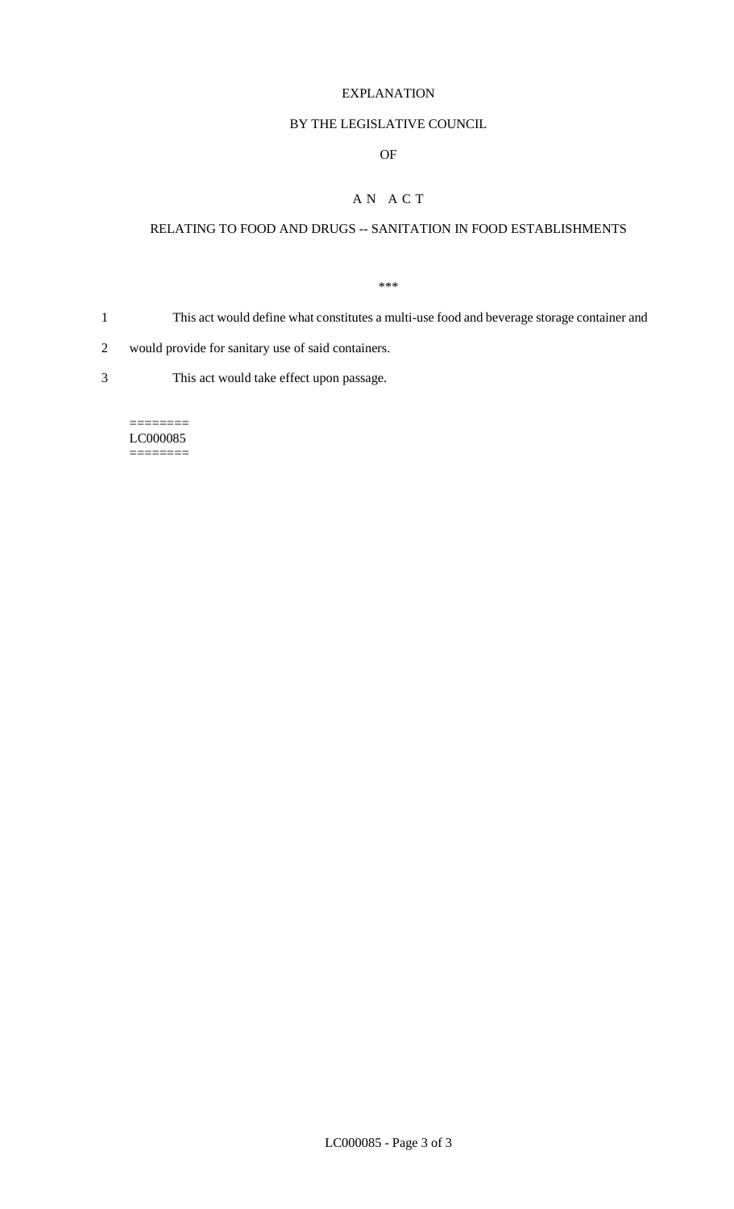EXPLANATION

BY THE LEGISLATIVE COUNCIL

OF

A N A C T

RELATING TO FOOD AND DRUGS -- SANITATION IN FOOD ESTABLISHMENTS

\*\*\*

1 This act would define what constitutes a multi-use food and beverage storage container and

2 would provide for sanitary use of said containers.

3 This act would take effect upon passage.

========
LC000085
========